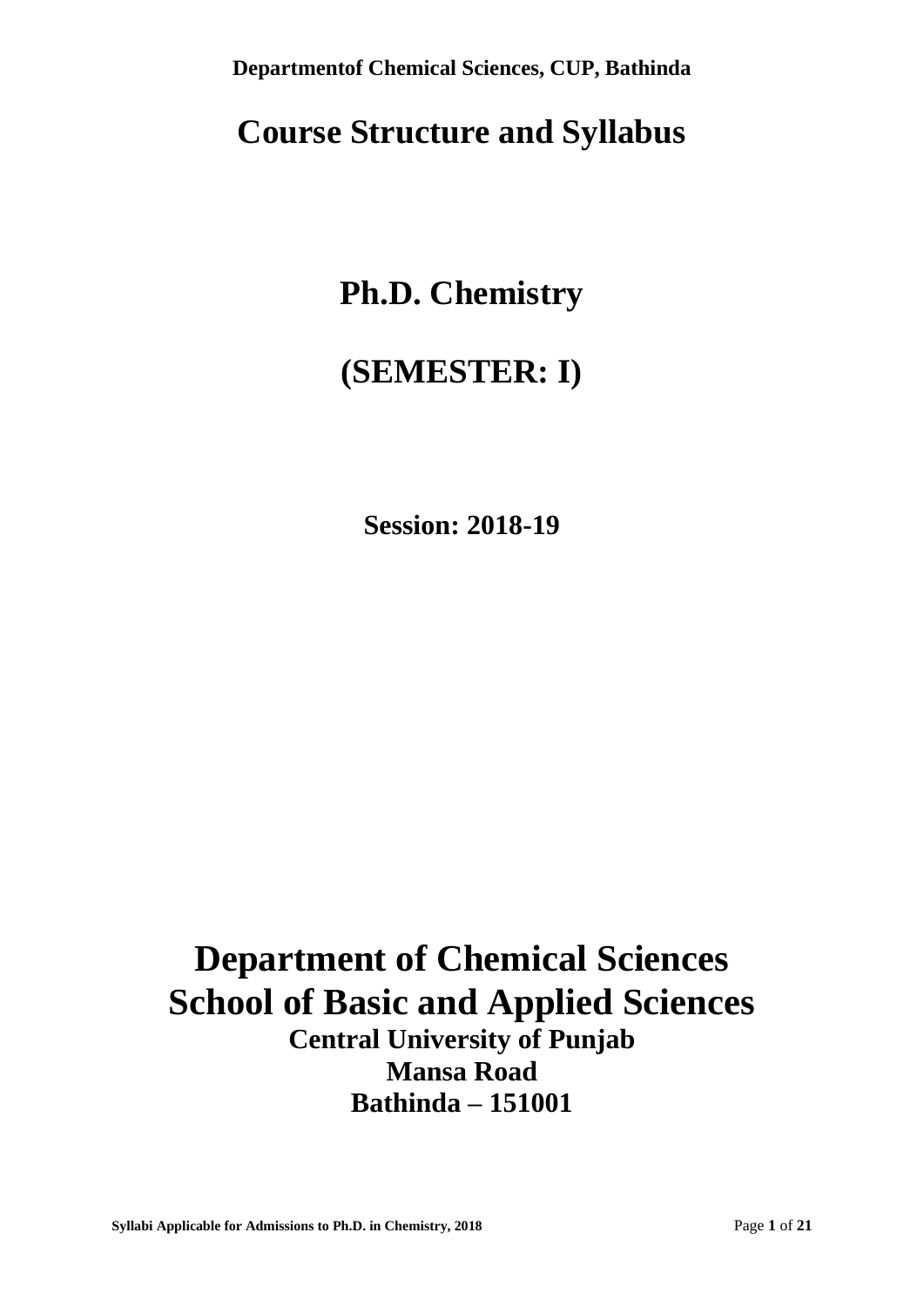# Course Structure and Syllabus

# Ph.D. Chemistry

# (SEMESTER: I)

**Session: 2018-19**

## Department of Chemical Sciences
## School of Basic and Applied Sciences

**Central University of Punjab**
**Mansa Road**
**Bathinda – 151001**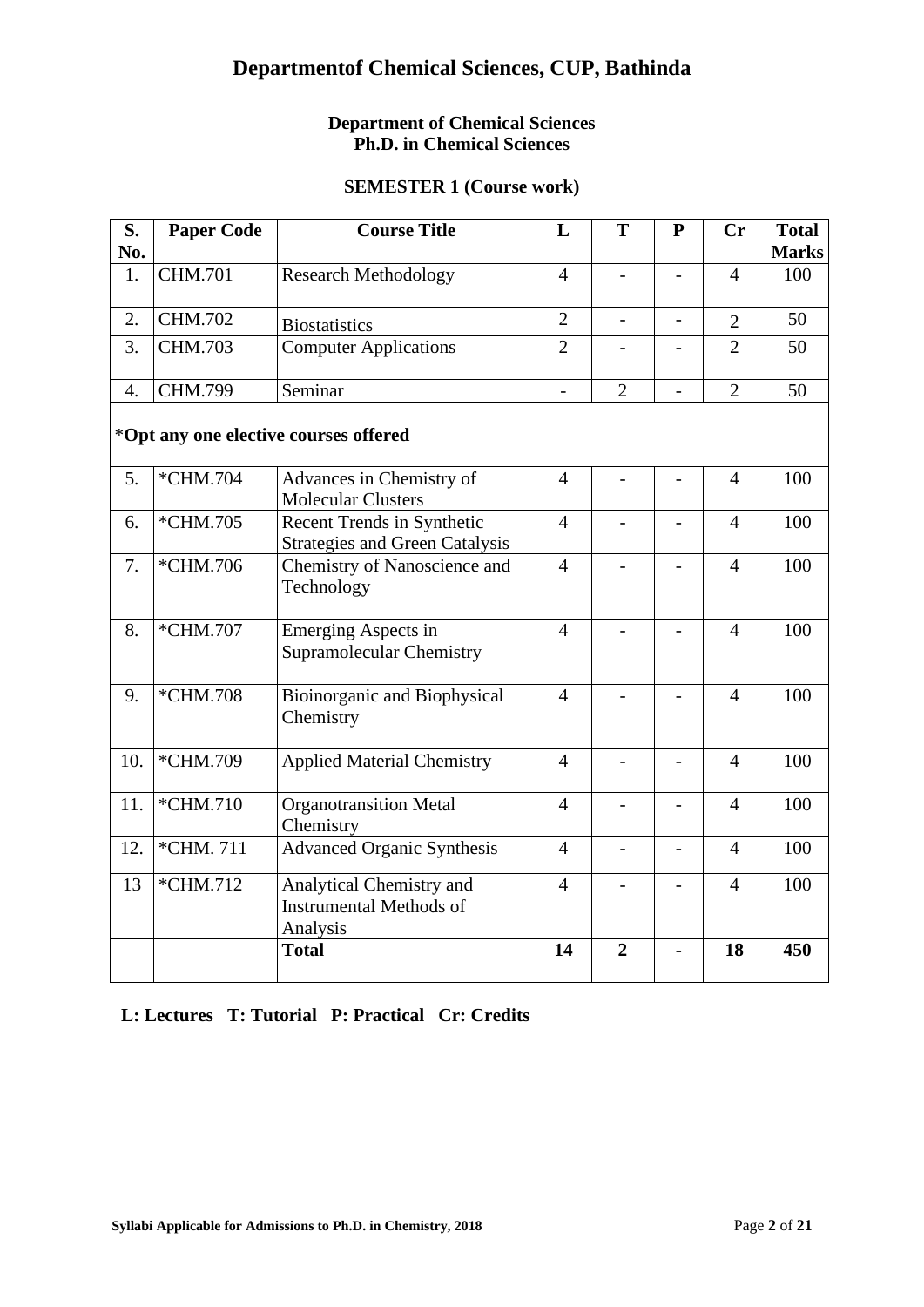# Departmentof Chemical Sciences, CUP, Bathinda

**Department of Chemical Sciences**
**Ph.D. in Chemical Sciences**

**SEMESTER 1 (Course work)**

| S. No. | Paper Code | Course Title | L | T | P | Cr | Total Marks |
|---|---|---|---|---|---|---|---|
| 1. | CHM.701 | Research Methodology | 4 | - | - | 4 | 100 |
| 2. | CHM.702 | Biostatistics | 2 | - | - | 2 | 50 |
| 3. | CHM.703 | Computer Applications | 2 | - | - | 2 | 50 |
| 4. | CHM.799 | Seminar | - | 2 | - | 2 | 50 |
| *Opt any one elective courses offered | | | | | | | |
| 5. | *CHM.704 | Advances in Chemistry of Molecular Clusters | 4 | - | - | 4 | 100 |
| 6. | *CHM.705 | Recent Trends in Synthetic Strategies and Green Catalysis | 4 | - | - | 4 | 100 |
| 7. | *CHM.706 | Chemistry of Nanoscience and Technology | 4 | - | - | 4 | 100 |
| 8. | *CHM.707 | Emerging Aspects in Supramolecular Chemistry | 4 | - | - | 4 | 100 |
| 9. | *CHM.708 | Bioinorganic and Biophysical Chemistry | 4 | - | - | 4 | 100 |
| 10. | *CHM.709 | Applied Material Chemistry | 4 | - | - | 4 | 100 |
| 11. | *CHM.710 | Organotransition Metal Chemistry | 4 | - | - | 4 | 100 |
| 12. | *CHM. 711 | Advanced Organic Synthesis | 4 | - | - | 4 | 100 |
| 13 | *CHM.712 | Analytical Chemistry and Instrumental Methods of Analysis | 4 | - | - | 4 | 100 |
| | | **Total** | **14** | **2** | **-** | **18** | **450** |

**L: Lectures T: Tutorial P: Practical Cr: Credits**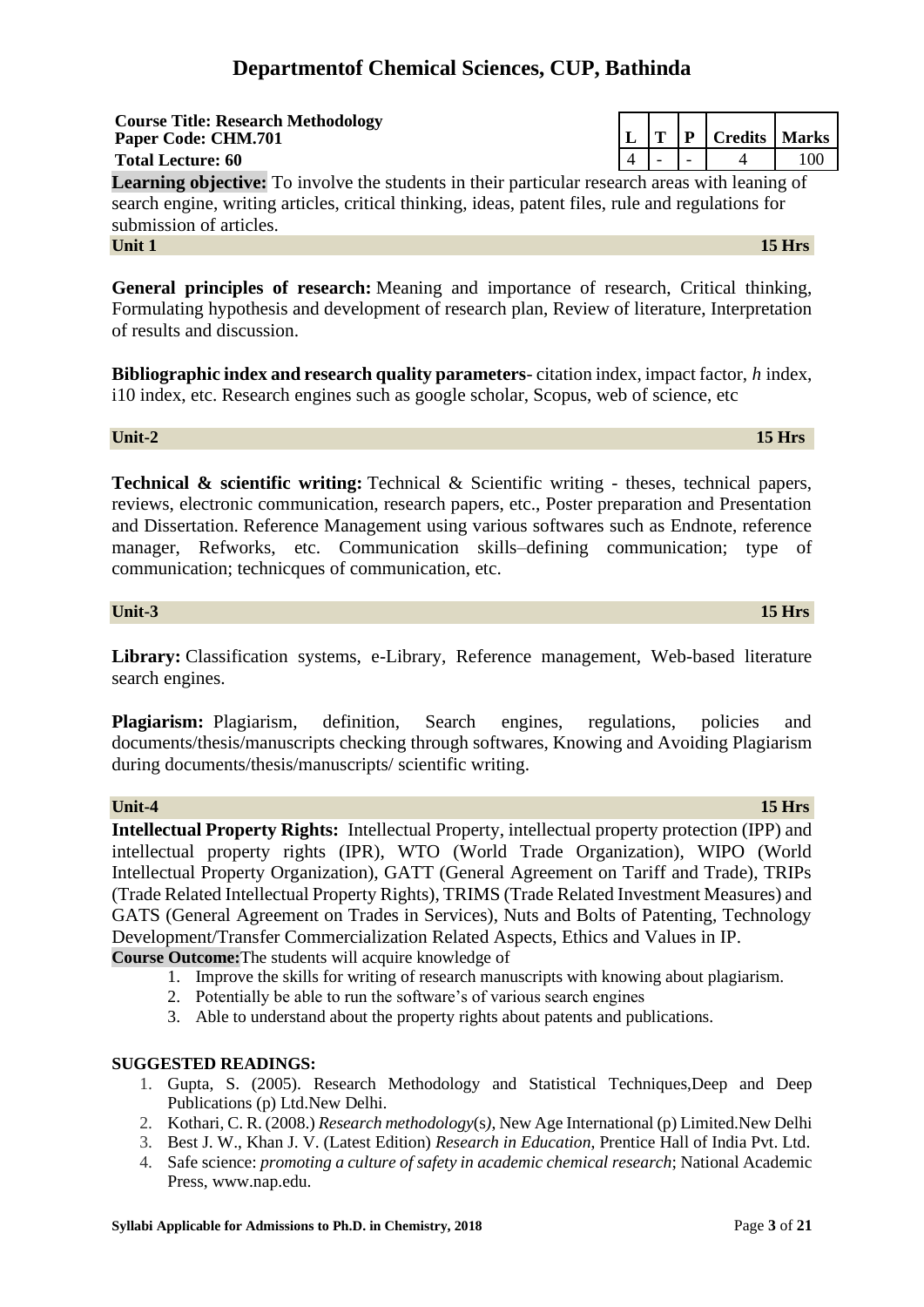# Departmentof Chemical Sciences, CUP, Bathinda

**Course Title: Research Methodology**
**Paper Code: CHM.701**
**Total Lecture: 60**

| L | T | P | Credits | Marks |
|---|---|---|---|---|
| 4 | - | - | 4 | 100 |

**Learning objective:** To involve the students in their particular research areas with leaning of search engine, writing articles, critical thinking, ideas, patent files, rule and regulations for submission of articles.

**Unit 1** **15 Hrs**

**General principles of research:** Meaning and importance of research, Critical thinking, Formulating hypothesis and development of research plan, Review of literature, Interpretation of results and discussion.

**Bibliographic index and research quality parameters**- citation index, impact factor, *h* index, i10 index, etc. Research engines such as google scholar, Scopus, web of science, etc

**Unit-2** **15 Hrs**

**Technical & scientific writing:** Technical & Scientific writing - theses, technical papers, reviews, electronic communication, research papers, etc., Poster preparation and Presentation and Dissertation. Reference Management using various softwares such as Endnote, reference manager, Refworks, etc. Communication skills–defining communication; type of communication; technicques of communication, etc.

**Unit-3** **15 Hrs**

**Library:** Classification systems, e-Library, Reference management, Web-based literature search engines.

**Plagiarism:** Plagiarism, definition, Search engines, regulations, policies and documents/thesis/manuscripts checking through softwares, Knowing and Avoiding Plagiarism during documents/thesis/manuscripts/ scientific writing.

**Unit-4** **15 Hrs**

**Intellectual Property Rights:** Intellectual Property, intellectual property protection (IPP) and intellectual property rights (IPR), WTO (World Trade Organization), WIPO (World Intellectual Property Organization), GATT (General Agreement on Tariff and Trade), TRIPs (Trade Related Intellectual Property Rights), TRIMS (Trade Related Investment Measures) and GATS (General Agreement on Trades in Services), Nuts and Bolts of Patenting, Technology Development/Transfer Commercialization Related Aspects, Ethics and Values in IP.

**Course Outcome:**The students will acquire knowledge of

1. Improve the skills for writing of research manuscripts with knowing about plagiarism.
2. Potentially be able to run the software's of various search engines
3. Able to understand about the property rights about patents and publications.

**SUGGESTED READINGS:**

1. Gupta, S. (2005). Research Methodology and Statistical Techniques,Deep and Deep Publications (p) Ltd.New Delhi.
2. Kothari, C. R. (2008.) *Research methodology*(s*)*, New Age International (p) Limited.New Delhi
3. Best J. W., Khan J. V. (Latest Edition) *Research in Education*, Prentice Hall of India Pvt. Ltd.
4. Safe science: *promoting a culture of safety in academic chemical research*; National Academic Press, www.nap.edu.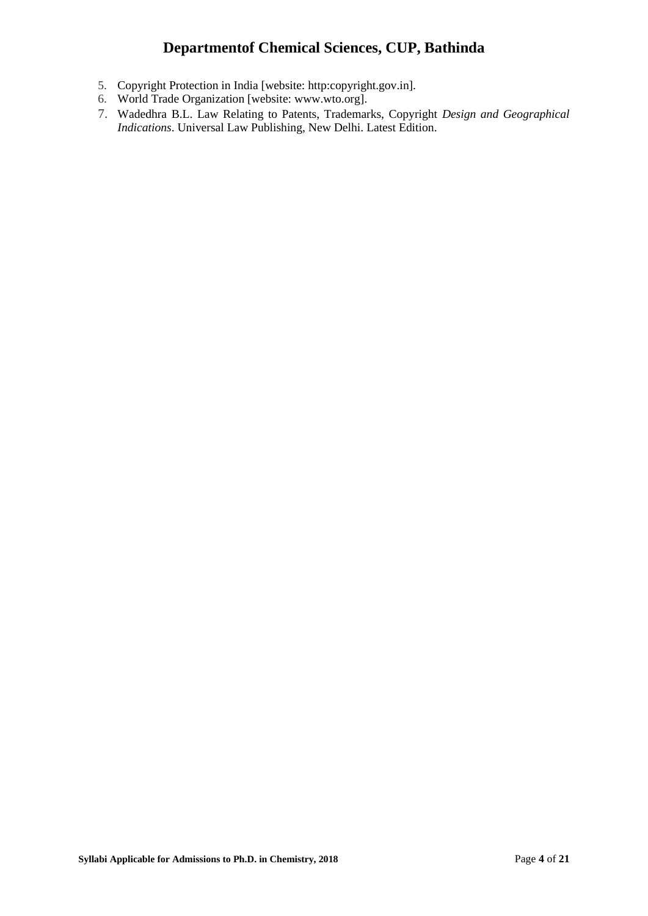5. Copyright Protection in India [website: http:copyright.gov.in].
6. World Trade Organization [website: www.wto.org].
7. Wadedhra B.L. Law Relating to Patents, Trademarks, Copyright *Design and Geographical Indications*. Universal Law Publishing, New Delhi. Latest Edition.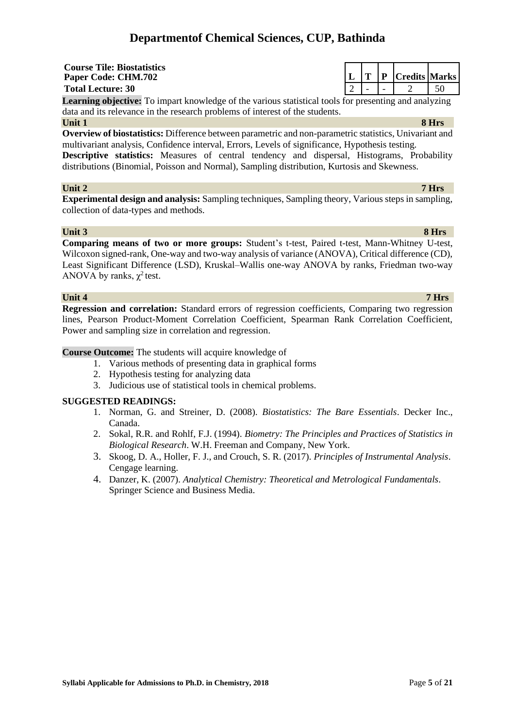# Departmentof Chemical Sciences, CUP, Bathinda

**Course Tile: Biostatistics**
**Paper Code: CHM.702**
**Total Lecture: 30**

| L | T | P | Credits | Marks |
|---|---|---|---|---|
| 2 | - | - | 2 | 50 |

**Learning objective:** To impart knowledge of the various statistical tools for presenting and analyzing data and its relevance in the research problems of interest of the students.

**Unit 1** **8 Hrs**

**Overview of biostatistics:** Difference between parametric and non-parametric statistics, Univariant and multivariant analysis, Confidence interval, Errors, Levels of significance, Hypothesis testing.
**Descriptive statistics:** Measures of central tendency and dispersal, Histograms, Probability distributions (Binomial, Poisson and Normal), Sampling distribution, Kurtosis and Skewness.

**Unit 2** **7 Hrs**

**Experimental design and analysis:** Sampling techniques, Sampling theory, Various steps in sampling, collection of data-types and methods.

**Unit 3** **8 Hrs**

**Comparing means of two or more groups:** Student's t-test, Paired t-test, Mann-Whitney U-test, Wilcoxon signed-rank, One-way and two-way analysis of variance (ANOVA), Critical difference (CD), Least Significant Difference (LSD), Kruskal–Wallis one-way ANOVA by ranks, Friedman two-way ANOVA by ranks, $\chi^2$ test.

**Unit 4** **7 Hrs**

**Regression and correlation:** Standard errors of regression coefficients, Comparing two regression lines, Pearson Product-Moment Correlation Coefficient, Spearman Rank Correlation Coefficient, Power and sampling size in correlation and regression.

**Course Outcome:** The students will acquire knowledge of

1. Various methods of presenting data in graphical forms
2. Hypothesis testing for analyzing data
3. Judicious use of statistical tools in chemical problems.

**SUGGESTED READINGS:**

1. Norman, G. and Streiner, D. (2008). *Biostatistics: The Bare Essentials*. Decker Inc., Canada.
2. Sokal, R.R. and Rohlf, F.J. (1994). *Biometry: The Principles and Practices of Statistics in Biological Research*. W.H. Freeman and Company, New York.
3. Skoog, D. A., Holler, F. J., and Crouch, S. R. (2017). *Principles of Instrumental Analysis*. Cengage learning.
4. Danzer, K. (2007). *Analytical Chemistry: Theoretical and Metrological Fundamentals*. Springer Science and Business Media.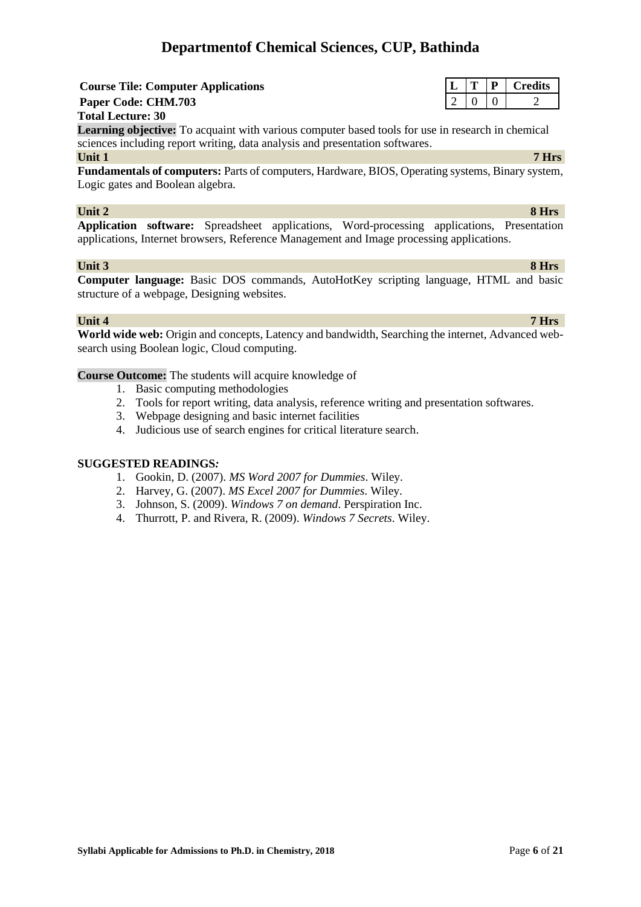# Departmentof Chemical Sciences, CUP, Bathinda

**Course Tile: Computer Applications**

**Paper Code: CHM.703**

**Total Lecture: 30**

| L | T | P | Credits |
|---|---|---|---|
| 2 | 0 | 0 | 2 |

**Learning objective:** To acquaint with various computer based tools for use in research in chemical sciences including report writing, data analysis and presentation softwares.

**Unit 1** **7 Hrs**

**Fundamentals of computers:** Parts of computers, Hardware, BIOS, Operating systems, Binary system, Logic gates and Boolean algebra.

**Unit 2** **8 Hrs**

**Application software:** Spreadsheet applications, Word-processing applications, Presentation applications, Internet browsers, Reference Management and Image processing applications.

**Unit 3** **8 Hrs**

**Computer language:** Basic DOS commands, AutoHotKey scripting language, HTML and basic structure of a webpage, Designing websites.

**Unit 4** **7 Hrs**

**World wide web:** Origin and concepts, Latency and bandwidth, Searching the internet, Advanced web-search using Boolean logic, Cloud computing.

**Course Outcome:** The students will acquire knowledge of

1. Basic computing methodologies
2. Tools for report writing, data analysis, reference writing and presentation softwares.
3. Webpage designing and basic internet facilities
4. Judicious use of search engines for critical literature search.

**SUGGESTED READINGS*:***

1. Gookin, D. (2007). *MS Word 2007 for Dummies*. Wiley.
2. Harvey, G. (2007). *MS Excel 2007 for Dummies*. Wiley.
3. Johnson, S. (2009). *Windows 7 on demand*. Perspiration Inc.
4. Thurrott, P. and Rivera, R. (2009). *Windows 7 Secrets*. Wiley.

**Syllabi Applicable for Admissions to Ph.D. in Chemistry, 2018**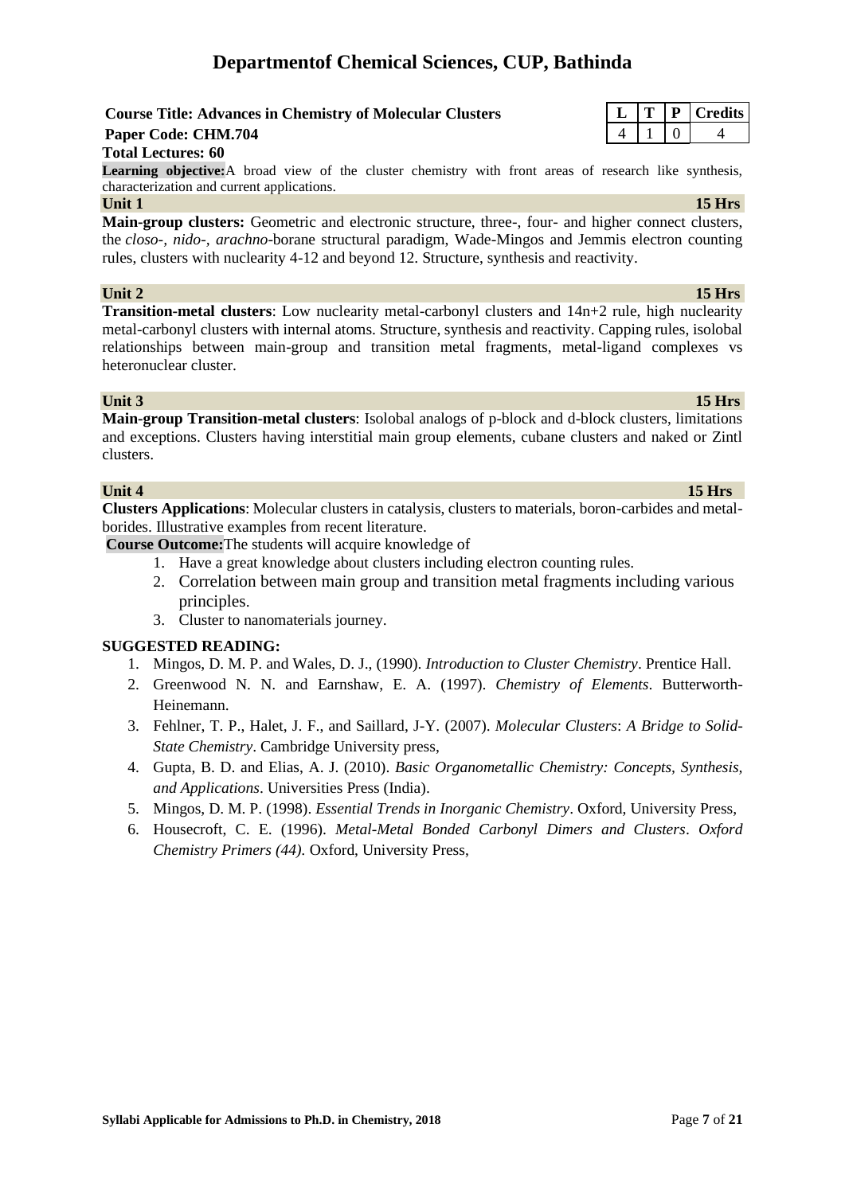# Departmentof Chemical Sciences, CUP, Bathinda

**Course Title: Advances in Chemistry of Molecular Clusters**
**Paper Code: CHM.704**
**Total Lectures: 60**

| L | T | P | Credits |
|---|---|---|---|
| 4 | 1 | 0 | 4 |

**Learning objective:** A broad view of the cluster chemistry with front areas of research like synthesis, characterization and current applications.

**Unit 1** **15 Hrs**

**Main-group clusters:** Geometric and electronic structure, three-, four- and higher connect clusters, the *closo*-, *nido*-, *arachno*-borane structural paradigm, Wade-Mingos and Jemmis electron counting rules, clusters with nuclearity 4-12 and beyond 12. Structure, synthesis and reactivity.

**Unit 2** **15 Hrs**

**Transition-metal clusters**: Low nuclearity metal-carbonyl clusters and 14n+2 rule, high nuclearity metal-carbonyl clusters with internal atoms. Structure, synthesis and reactivity. Capping rules, isolobal relationships between main-group and transition metal fragments, metal-ligand complexes vs heteronuclear cluster.

**Unit 3** **15 Hrs**

**Main-group Transition-metal clusters**: Isolobal analogs of p-block and d-block clusters, limitations and exceptions. Clusters having interstitial main group elements, cubane clusters and naked or Zintl clusters.

**Unit 4** **15 Hrs**

**Clusters Applications**: Molecular clusters in catalysis, clusters to materials, boron-carbides and metal-borides. Illustrative examples from recent literature.

**Course Outcome:** The students will acquire knowledge of

1. Have a great knowledge about clusters including electron counting rules.
2. Correlation between main group and transition metal fragments including various principles.
3. Cluster to nanomaterials journey.

**SUGGESTED READING:**

1. Mingos, D. M. P. and Wales, D. J., (1990). *Introduction to Cluster Chemistry*. Prentice Hall.
2. Greenwood N. N. and Earnshaw, E. A. (1997). *Chemistry of Elements*. Butterworth-Heinemann.
3. Fehlner, T. P., Halet, J. F., and Saillard, J-Y. (2007). *Molecular Clusters*: *A Bridge to Solid-State Chemistry*. Cambridge University press,
4. Gupta, B. D. and Elias, A. J. (2010). *Basic Organometallic Chemistry: Concepts, Synthesis, and Applications*. Universities Press (India).
5. Mingos, D. M. P. (1998). *Essential Trends in Inorganic Chemistry*. Oxford, University Press,
6. Housecroft, C. E. (1996). *Metal-Metal Bonded Carbonyl Dimers and Clusters*. *Oxford Chemistry Primers (44).* Oxford, University Press,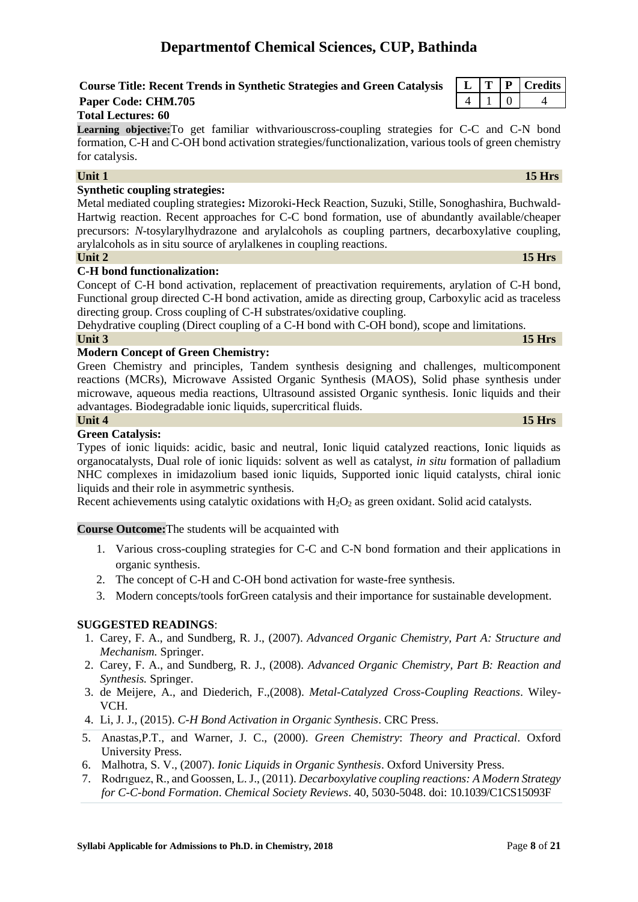# Departmentof Chemical Sciences, CUP, Bathinda

**Course Title: Recent Trends in Synthetic Strategies and Green Catalysis**
**Paper Code: CHM.705**
**Total Lectures: 60**

| L | T | P | Credits |
|---|---|---|---|
| 4 | 1 | 0 | 4 |

**Learning objective:**To get familiar withvariouscross-coupling strategies for C-C and C-N bond formation, C-H and C-OH bond activation strategies/functionalization, various tools of green chemistry for catalysis.

**Unit 1** **15 Hrs**

**Synthetic coupling strategies:**

Metal mediated coupling strategies**:** Mizoroki-Heck Reaction, Suzuki, Stille, Sonoghashira, Buchwald-Hartwig reaction. Recent approaches for C-C bond formation, use of abundantly available/cheaper precursors: *N*-tosylarylhydrazone and arylalcohols as coupling partners, decarboxylative coupling, arylalcohols as in situ source of arylalkenes in coupling reactions.

**Unit 2** **15 Hrs**

**C-H bond functionalization:**

Concept of C-H bond activation, replacement of preactivation requirements, arylation of C-H bond, Functional group directed C-H bond activation, amide as directing group, Carboxylic acid as traceless directing group. Cross coupling of C-H substrates/oxidative coupling.

Dehydrative coupling (Direct coupling of a C-H bond with C-OH bond), scope and limitations.

**Unit 3** **15 Hrs**

**Modern Concept of Green Chemistry:**

Green Chemistry and principles, Tandem synthesis designing and challenges, multicomponent reactions (MCRs), Microwave Assisted Organic Synthesis (MAOS), Solid phase synthesis under microwave, aqueous media reactions, Ultrasound assisted Organic synthesis. Ionic liquids and their advantages. Biodegradable ionic liquids, supercritical fluids.

**Unit 4** **15 Hrs**

**Green Catalysis:**

Types of ionic liquids: acidic, basic and neutral, Ionic liquid catalyzed reactions, Ionic liquids as organocatalysts, Dual role of ionic liquids: solvent as well as catalyst, *in situ* formation of palladium NHC complexes in imidazolium based ionic liquids, Supported ionic liquid catalysts, chiral ionic liquids and their role in asymmetric synthesis.

Recent achievements using catalytic oxidations with $H_2O_2$ as green oxidant. Solid acid catalysts.

**Course Outcome:**The students will be acquainted with

1. Various cross-coupling strategies for C-C and C-N bond formation and their applications in organic synthesis.
2. The concept of C-H and C-OH bond activation for waste-free synthesis.
3. Modern concepts/tools forGreen catalysis and their importance for sustainable development.

**SUGGESTED READINGS**:

1. Carey, F. A., and Sundberg, R. J., (2007). *Advanced Organic Chemistry, Part A: Structure and Mechanism.* Springer.
2. Carey, F. A., and Sundberg, R. J., (2008). *Advanced Organic Chemistry, Part B: Reaction and Synthesis.* Springer.
3. de Meijere, A., and Diederich, F.,(2008). *Metal-Catalyzed Cross-Coupling Reactions*. Wiley-VCH.
4. Li, J. J., (2015). *C-H Bond Activation in Organic Synthesis*. CRC Press.
5. Anastas,P.T., and Warner, J. C., (2000). *Green Chemistry*: *Theory and Practical*. Oxford University Press.
6. Malhotra, S. V., (2007). *Ionic Liquids in Organic Synthesis*. Oxford University Press.
7. Rodrıguez, R., and Goossen, L. J., (2011). *Decarboxylative coupling reactions: A Modern Strategy for C-C-bond Formation*. *Chemical Society Reviews*. 40, 5030-5048. doi: 10.1039/C1CS15093F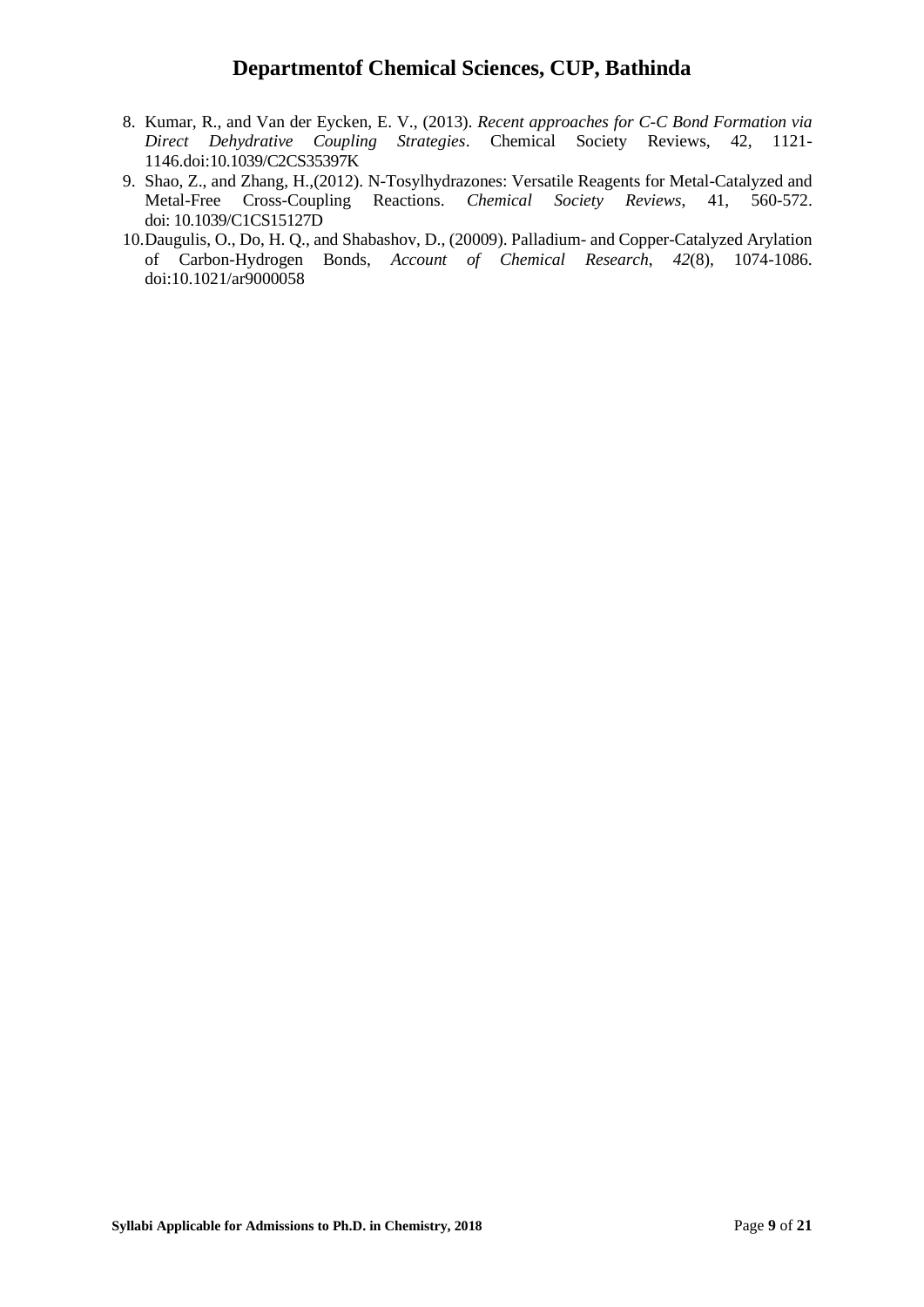8. Kumar, R., and Van der Eycken, E. V., (2013). *Recent approaches for C-C Bond Formation via Direct Dehydrative Coupling Strategies*. Chemical Society Reviews, 42, 1121-1146.doi:10.1039/C2CS35397K
9. Shao, Z., and Zhang, H.,(2012). N-Tosylhydrazones: Versatile Reagents for Metal-Catalyzed and Metal-Free Cross-Coupling Reactions. *Chemical Society Reviews*, 41, 560-572. doi: 10.1039/C1CS15127D
10. Daugulis, O., Do, H. Q., and Shabashov, D., (20009). Palladium- and Copper-Catalyzed Arylation of Carbon-Hydrogen Bonds, *Account of Chemical Research*, *42*(8), 1074-1086. doi:10.1021/ar9000058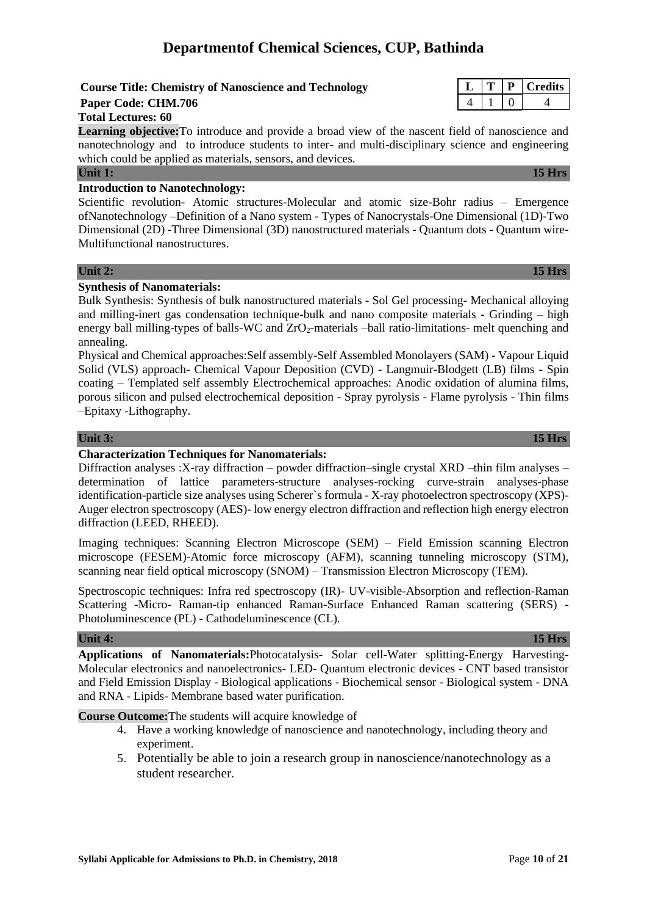# Departmentof Chemical Sciences, CUP, Bathinda

**Course Title: Chemistry of Nanoscience and Technology**
**Paper Code: CHM.706**
**Total Lectures: 60**

| L | T | P | Credits |
|---|---|---|---|
| 4 | 1 | 0 | 4 |

**Learning objective:** To introduce and provide a broad view of the nascent field of nanoscience and nanotechnology and to introduce students to inter- and multi-disciplinary science and engineering which could be applied as materials, sensors, and devices.

## Unit 1: 15 Hrs

**Introduction to Nanotechnology:**

Scientific revolution- Atomic structures-Molecular and atomic size-Bohr radius – Emergence ofNanotechnology –Definition of a Nano system - Types of Nanocrystals-One Dimensional (1D)-Two Dimensional (2D) -Three Dimensional (3D) nanostructured materials - Quantum dots - Quantum wire-Multifunctional nanostructures.

## Unit 2: 15 Hrs

**Synthesis of Nanomaterials:**

Bulk Synthesis: Synthesis of bulk nanostructured materials - Sol Gel processing- Mechanical alloying and milling-inert gas condensation technique-bulk and nano composite materials - Grinding – high energy ball milling-types of balls-WC and $ZrO_2$-materials –ball ratio-limitations- melt quenching and annealing.

Physical and Chemical approaches:Self assembly-Self Assembled Monolayers (SAM) - Vapour Liquid Solid (VLS) approach- Chemical Vapour Deposition (CVD) - Langmuir-Blodgett (LB) films - Spin coating – Templated self assembly Electrochemical approaches: Anodic oxidation of alumina films, porous silicon and pulsed electrochemical deposition - Spray pyrolysis - Flame pyrolysis - Thin films –Epitaxy -Lithography.

## Unit 3: 15 Hrs

**Characterization Techniques for Nanomaterials:**

Diffraction analyses :X-ray diffraction – powder diffraction–single crystal XRD –thin film analyses – determination of lattice parameters-structure analyses-rocking curve-strain analyses-phase identification-particle size analyses using Scherer`s formula - X-ray photoelectron spectroscopy (XPS)-Auger electron spectroscopy (AES)- low energy electron diffraction and reflection high energy electron diffraction (LEED, RHEED).

Imaging techniques: Scanning Electron Microscope (SEM) – Field Emission scanning Electron microscope (FESEM)-Atomic force microscopy (AFM), scanning tunneling microscopy (STM), scanning near field optical microscopy (SNOM) – Transmission Electron Microscopy (TEM).

Spectroscopic techniques: Infra red spectroscopy (IR)- UV-visible-Absorption and reflection-Raman Scattering -Micro- Raman-tip enhanced Raman-Surface Enhanced Raman scattering (SERS) - Photoluminescence (PL) - Cathodeluminescence (CL).

## Unit 4: 15 Hrs

**Applications of Nanomaterials:** Photocatalysis- Solar cell-Water splitting-Energy Harvesting-Molecular electronics and nanoelectronics- LED- Quantum electronic devices - CNT based transistor and Field Emission Display - Biological applications - Biochemical sensor - Biological system - DNA and RNA - Lipids- Membrane based water purification.

**Course Outcome:** The students will acquire knowledge of

4. Have a working knowledge of nanoscience and nanotechnology, including theory and experiment.
5. Potentially be able to join a research group in nanoscience/nanotechnology as a student researcher.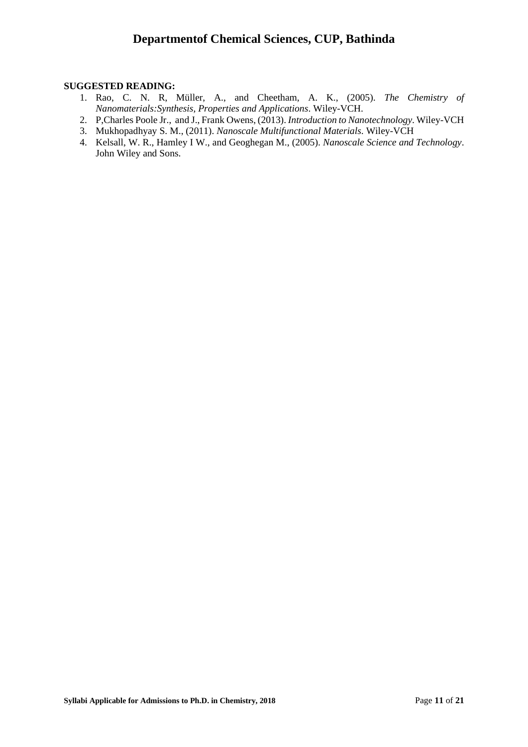**SUGGESTED READING:**

1. Rao, C. N. R, Müller, A., and Cheetham, A. K., (2005). *The Chemistry of Nanomaterials:Synthesis, Properties and Applications*. Wiley-VCH.
2. P,Charles Poole Jr., and J., Frank Owens, (2013). *Introduction to Nanotechnology*. Wiley-VCH
3. Mukhopadhyay S. M., (2011). *Nanoscale Multifunctional Materials*. Wiley-VCH
4. Kelsall, W. R., Hamley I W., and Geoghegan M., (2005). *Nanoscale Science and Technology*. John Wiley and Sons.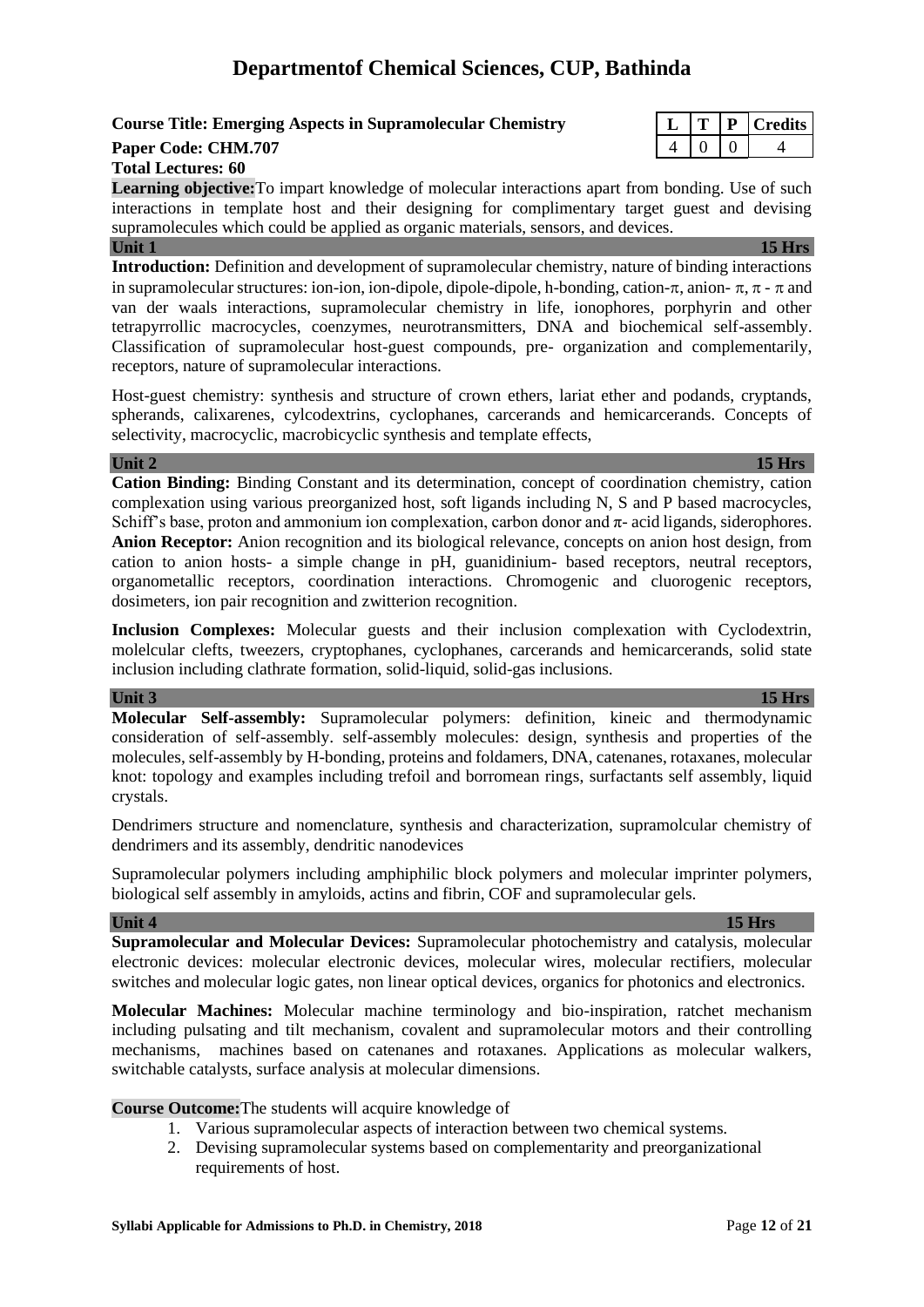# Departmentof Chemical Sciences, CUP, Bathinda

**Course Title: Emerging Aspects in Supramolecular Chemistry**

**Paper Code: CHM.707**

**Total Lectures: 60**

| L | T | P | Credits |
|---|---|---|---|
| 4 | 0 | 0 | 4 |

**Learning objective:** To impart knowledge of molecular interactions apart from bonding. Use of such interactions in template host and their designing for complimentary target guest and devising supramolecules which could be applied as organic materials, sensors, and devices.

**Unit 1** **15 Hrs**

**Introduction:** Definition and development of supramolecular chemistry, nature of binding interactions in supramolecular structures: ion-ion, ion-dipole, dipole-dipole, h-bonding, cation-$\pi$, anion- $\pi$, $\pi$ - $\pi$ and van der waals interactions, supramolecular chemistry in life, ionophores, porphyrin and other tetrapyrrollic macrocycles, coenzymes, neurotransmitters, DNA and biochemical self-assembly. Classification of supramolecular host-guest compounds, pre- organization and complementarily, receptors, nature of supramolecular interactions.

Host-guest chemistry: synthesis and structure of crown ethers, lariat ether and podands, cryptands, spherands, calixarenes, cylcodextrins, cyclophanes, carcerands and hemicarcerands. Concepts of selectivity, macrocyclic, macrobicyclic synthesis and template effects,

**Unit 2** **15 Hrs**

**Cation Binding:** Binding Constant and its determination, concept of coordination chemistry, cation complexation using various preorganized host, soft ligands including N, S and P based macrocycles, Schiff's base, proton and ammonium ion complexation, carbon donor and $\pi$- acid ligands, siderophores. **Anion Receptor:** Anion recognition and its biological relevance, concepts on anion host design, from cation to anion hosts- a simple change in pH, guanidinium- based receptors, neutral receptors, organometallic receptors, coordination interactions. Chromogenic and cluorogenic receptors, dosimeters, ion pair recognition and zwitterion recognition.

**Inclusion Complexes:** Molecular guests and their inclusion complexation with Cyclodextrin, molelcular clefts, tweezers, cryptophanes, cyclophanes, carcerands and hemicarcerands, solid state inclusion including clathrate formation, solid-liquid, solid-gas inclusions.

**Unit 3** **15 Hrs**

**Molecular Self-assembly:** Supramolecular polymers: definition, kineic and thermodynamic consideration of self-assembly. self-assembly molecules: design, synthesis and properties of the molecules, self-assembly by H-bonding, proteins and foldamers, DNA, catenanes, rotaxanes, molecular knot: topology and examples including trefoil and borromean rings, surfactants self assembly, liquid crystals.

Dendrimers structure and nomenclature, synthesis and characterization, supramolcular chemistry of dendrimers and its assembly, dendritic nanodevices

Supramolecular polymers including amphiphilic block polymers and molecular imprinter polymers, biological self assembly in amyloids, actins and fibrin, COF and supramolecular gels.

**Unit 4** **15 Hrs**

**Supramolecular and Molecular Devices:** Supramolecular photochemistry and catalysis, molecular electronic devices: molecular electronic devices, molecular wires, molecular rectifiers, molecular switches and molecular logic gates, non linear optical devices, organics for photonics and electronics.

**Molecular Machines:** Molecular machine terminology and bio-inspiration, ratchet mechanism including pulsating and tilt mechanism, covalent and supramolecular motors and their controlling mechanisms, machines based on catenanes and rotaxanes. Applications as molecular walkers, switchable catalysts, surface analysis at molecular dimensions.

**Course Outcome:** The students will acquire knowledge of

1. Various supramolecular aspects of interaction between two chemical systems.
2. Devising supramolecular systems based on complementarity and preorganizational requirements of host.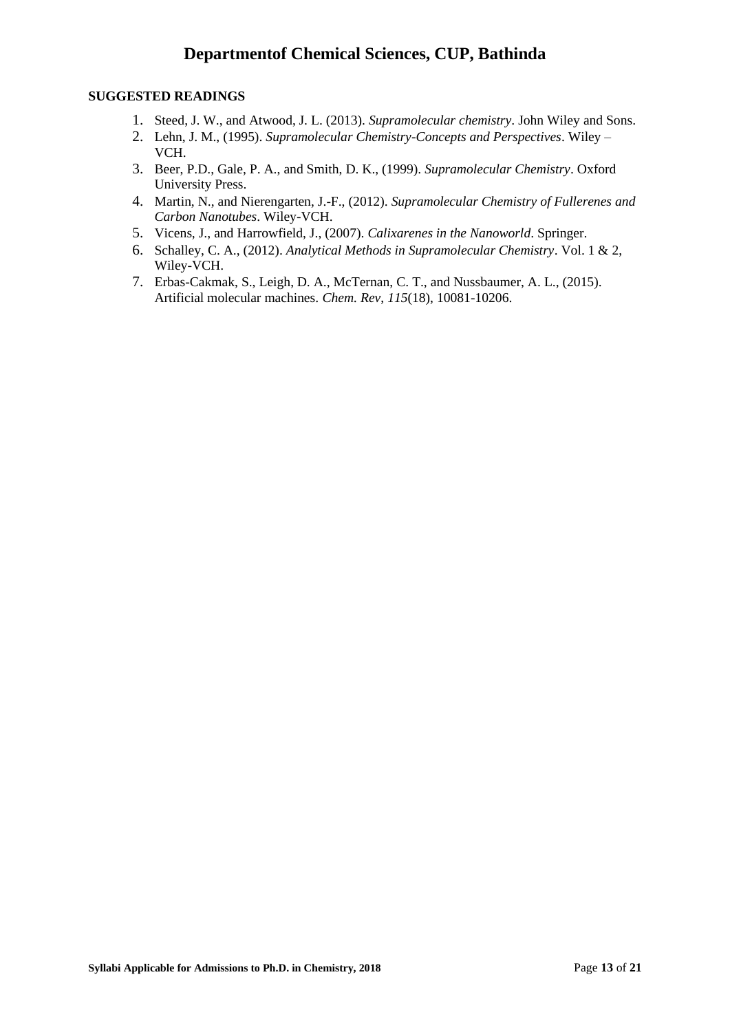**SUGGESTED READINGS**

1. Steed, J. W., and Atwood, J. L. (2013). *Supramolecular chemistry*. John Wiley and Sons.
2. Lehn, J. M., (1995). *Supramolecular Chemistry-Concepts and Perspectives*. Wiley – VCH.
3. Beer, P.D., Gale, P. A., and Smith, D. K., (1999). *Supramolecular Chemistry*. Oxford University Press.
4. Martin, N., and Nierengarten, J.-F., (2012). *Supramolecular Chemistry of Fullerenes and Carbon Nanotubes*. Wiley-VCH.
5. Vicens, J., and Harrowfield, J., (2007). *Calixarenes in the Nanoworld*. Springer.
6. Schalley, C. A., (2012). *Analytical Methods in Supramolecular Chemistry*. Vol. 1 & 2, Wiley-VCH.
7. Erbas-Cakmak, S., Leigh, D. A., McTernan, C. T., and Nussbaumer, A. L., (2015). Artificial molecular machines. *Chem. Rev*, *115*(18), 10081-10206.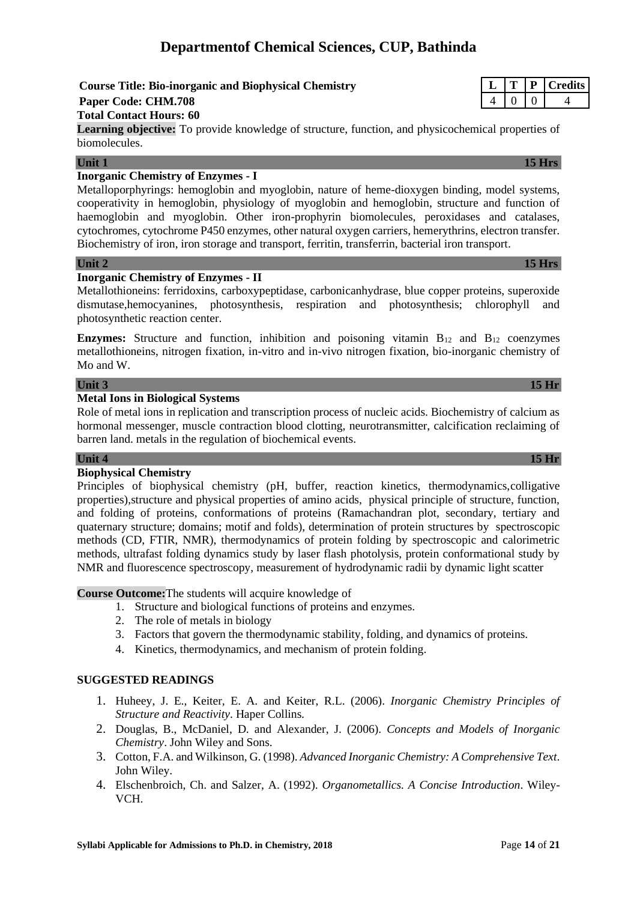# Departmentof Chemical Sciences, CUP, Bathinda

**Course Title: Bio-inorganic and Biophysical Chemistry**

**Paper Code: CHM.708**

| L | T | P | Credits |
|---|---|---|---|
| 4 | 0 | 0 | 4 |

**Total Contact Hours: 60**

**Learning objective:** To provide knowledge of structure, function, and physicochemical properties of biomolecules.

## Unit 1 — 15 Hrs

**Inorganic Chemistry of Enzymes - I**

Metalloporphyrings: hemoglobin and myoglobin, nature of heme-dioxygen binding, model systems, cooperativity in hemoglobin, physiology of myoglobin and hemoglobin, structure and function of haemoglobin and myoglobin. Other iron-prophyrin biomolecules, peroxidases and catalases, cytochromes, cytochrome P450 enzymes, other natural oxygen carriers, hemerythrins, electron transfer. Biochemistry of iron, iron storage and transport, ferritin, transferrin, bacterial iron transport.

## Unit 2 — 15 Hrs

**Inorganic Chemistry of Enzymes - II**

Metallothioneins: ferridoxins, carboxypeptidase, carbonicanhydrase, blue copper proteins, superoxide dismutase,hemocyanines, photosynthesis, respiration and photosynthesis; chlorophyll and photosynthetic reaction center.

**Enzymes:** Structure and function, inhibition and poisoning vitamin $B_{12}$ and $B_{12}$ coenzymes metallothioneins, nitrogen fixation, in-vitro and in-vivo nitrogen fixation, bio-inorganic chemistry of Mo and W.

## Unit 3 — 15 Hr

**Metal Ions in Biological Systems**

Role of metal ions in replication and transcription process of nucleic acids. Biochemistry of calcium as hormonal messenger, muscle contraction blood clotting, neurotransmitter, calcification reclaiming of barren land. metals in the regulation of biochemical events.

## Unit 4 — 15 Hr

**Biophysical Chemistry**

Principles of biophysical chemistry (pH, buffer, reaction kinetics, thermodynamics,colligative properties),structure and physical properties of amino acids, physical principle of structure, function, and folding of proteins, conformations of proteins (Ramachandran plot, secondary, tertiary and quaternary structure; domains; motif and folds), determination of protein structures by spectroscopic methods (CD, FTIR, NMR), thermodynamics of protein folding by spectroscopic and calorimetric methods, ultrafast folding dynamics study by laser flash photolysis, protein conformational study by NMR and fluorescence spectroscopy, measurement of hydrodynamic radii by dynamic light scatter

**Course Outcome:**The students will acquire knowledge of

1. Structure and biological functions of proteins and enzymes.
2. The role of metals in biology
3. Factors that govern the thermodynamic stability, folding, and dynamics of proteins.
4. Kinetics, thermodynamics, and mechanism of protein folding.

## SUGGESTED READINGS

1. Huheey, J. E., Keiter, E. A. and Keiter, R.L. (2006). *Inorganic Chemistry Principles of Structure and Reactivity*. Haper Collins.
2. Douglas, B., McDaniel, D. and Alexander, J. (2006). *Concepts and Models of Inorganic Chemistry*. John Wiley and Sons.
3. Cotton, F.A. and Wilkinson, G. (1998). *Advanced Inorganic Chemistry: A Comprehensive Text*. John Wiley.
4. Elschenbroich, Ch. and Salzer, A. (1992). *Organometallics. A Concise Introduction*. Wiley-VCH.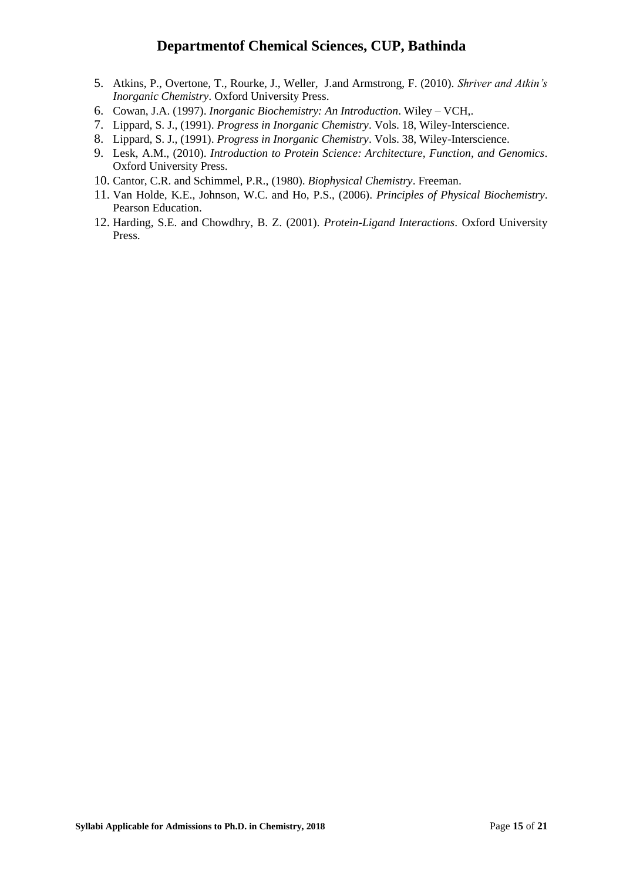5. Atkins, P., Overtone, T., Rourke, J., Weller, J.and Armstrong, F. (2010). *Shriver and Atkin's Inorganic Chemistry*. Oxford University Press.
6. Cowan, J.A. (1997). *Inorganic Biochemistry: An Introduction*. Wiley – VCH,.
7. Lippard, S. J., (1991). *Progress in Inorganic Chemistry*. Vols. 18, Wiley-Interscience.
8. Lippard, S. J., (1991). *Progress in Inorganic Chemistry*. Vols. 38, Wiley-Interscience.
9. Lesk, A.M., (2010). *Introduction to Protein Science: Architecture, Function, and Genomics*. Oxford University Press.
10. Cantor, C.R. and Schimmel, P.R., (1980). *Biophysical Chemistry*. Freeman.
11. Van Holde, K.E., Johnson, W.C. and Ho, P.S., (2006). *Principles of Physical Biochemistry*. Pearson Education.
12. Harding, S.E. and Chowdhry, B. Z. (2001). *Protein-Ligand Interactions*. Oxford University Press.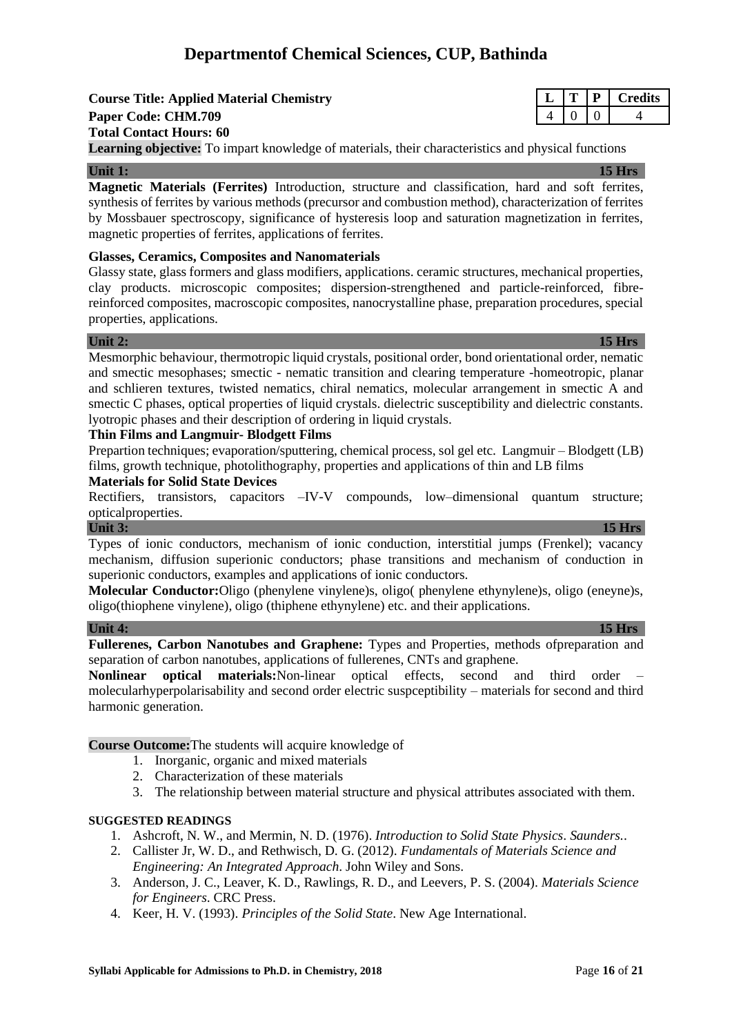# Departmentof Chemical Sciences, CUP, Bathinda

**Course Title: Applied Material Chemistry**
**Paper Code: CHM.709**
**Total Contact Hours: 60**

| L | T | P | Credits |
|---|---|---|---|
| 4 | 0 | 0 | 4 |

**Learning objective:** To impart knowledge of materials, their characteristics and physical functions

**Unit 1:** **15 Hrs**

**Magnetic Materials (Ferrites)** Introduction, structure and classification, hard and soft ferrites, synthesis of ferrites by various methods (precursor and combustion method), characterization of ferrites by Mossbauer spectroscopy, significance of hysteresis loop and saturation magnetization in ferrites, magnetic properties of ferrites, applications of ferrites.

**Glasses, Ceramics, Composites and Nanomaterials**

Glassy state, glass formers and glass modifiers, applications. ceramic structures, mechanical properties, clay products. microscopic composites; dispersion-strengthened and particle-reinforced, fibre-reinforced composites, macroscopic composites, nanocrystalline phase, preparation procedures, special properties, applications.

**Unit 2:** **15 Hrs**

Mesmorphic behaviour, thermotropic liquid crystals, positional order, bond orientational order, nematic and smectic mesophases; smectic - nematic transition and clearing temperature -homeotropic, planar and schlieren textures, twisted nematics, chiral nematics, molecular arrangement in smectic A and smectic C phases, optical properties of liquid crystals. dielectric susceptibility and dielectric constants. lyotropic phases and their description of ordering in liquid crystals.

**Thin Films and Langmuir- Blodgett Films**

Prepartion techniques; evaporation/sputtering, chemical process, sol gel etc. Langmuir – Blodgett (LB) films, growth technique, photolithography, properties and applications of thin and LB films

**Materials for Solid State Devices**

Rectifiers, transistors, capacitors –IV-V compounds, low–dimensional quantum structure; opticalproperties.

**Unit 3:** **15 Hrs**

Types of ionic conductors, mechanism of ionic conduction, interstitial jumps (Frenkel); vacancy mechanism, diffusion superionic conductors; phase transitions and mechanism of conduction in superionic conductors, examples and applications of ionic conductors.

**Molecular Conductor:**Oligo (phenylene vinylene)s, oligo( phenylene ethynylene)s, oligo (eneyne)s, oligo(thiophene vinylene), oligo (thiphene ethynylene) etc. and their applications.

**Unit 4:** **15 Hrs**

**Fullerenes, Carbon Nanotubes and Graphene:** Types and Properties, methods ofpreparation and separation of carbon nanotubes, applications of fullerenes, CNTs and graphene.

**Nonlinear optical materials:**Non-linear optical effects, second and third order – molecularhyperpolarisability and second order electric suspceptibility – materials for second and third harmonic generation.

**Course Outcome:**The students will acquire knowledge of

1. Inorganic, organic and mixed materials
2. Characterization of these materials
3. The relationship between material structure and physical attributes associated with them.

**SUGGESTED READINGS**

1. Ashcroft, N. W., and Mermin, N. D. (1976). *Introduction to Solid State Physics*. *Saunders.*.
2. Callister Jr, W. D., and Rethwisch, D. G. (2012). *Fundamentals of Materials Science and Engineering: An Integrated Approach*. John Wiley and Sons.
3. Anderson, J. C., Leaver, K. D., Rawlings, R. D., and Leevers, P. S. (2004). *Materials Science for Engineers*. CRC Press.
4. Keer, H. V. (1993). *Principles of the Solid State*. New Age International.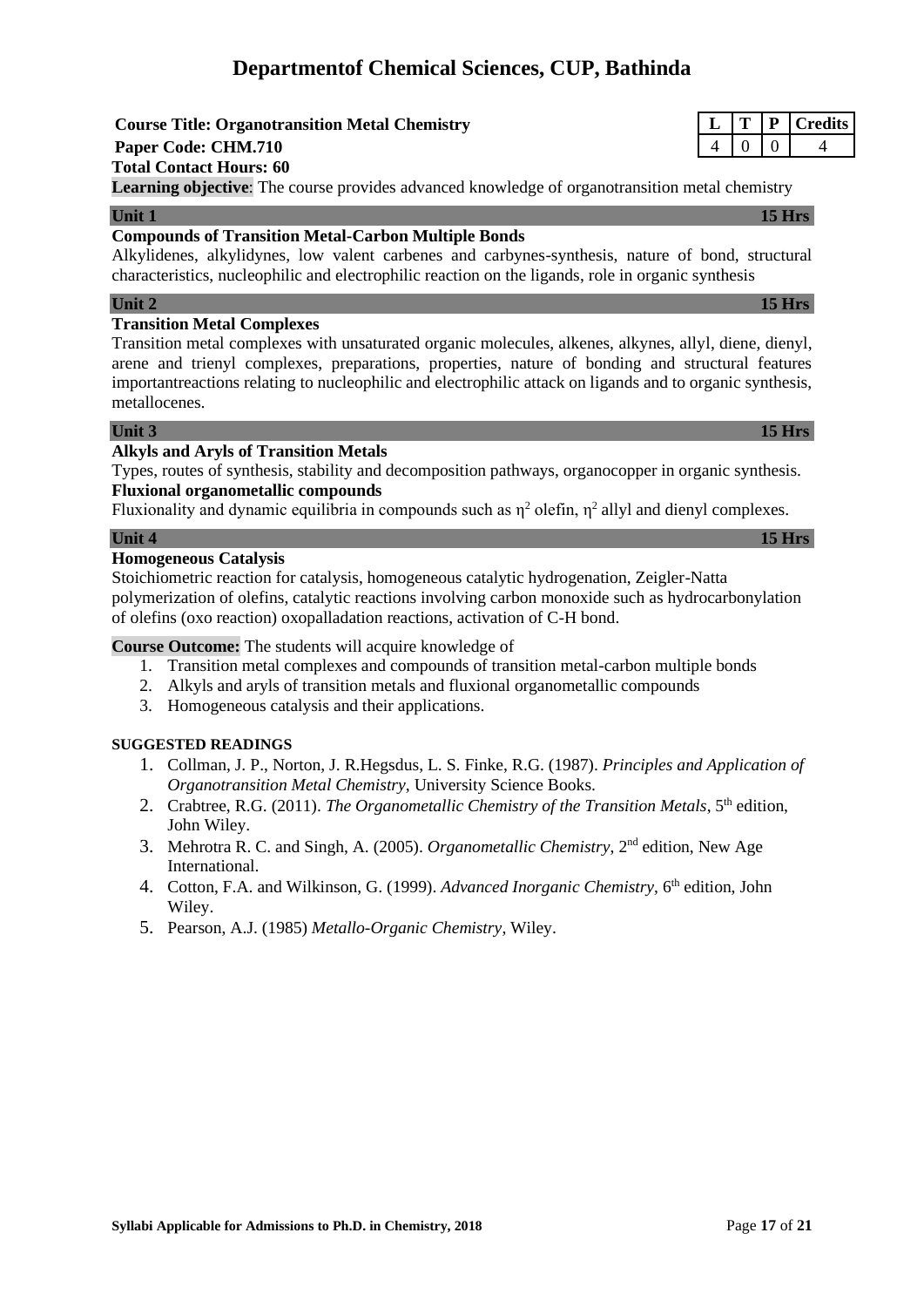# Departmentof Chemical Sciences, CUP, Bathinda

**Course Title: Organotransition Metal Chemistry**
**Paper Code: CHM.710**
**Total Contact Hours: 60**

| L | T | P | Credits |
|---|---|---|---|
| 4 | 0 | 0 | 4 |

**Learning objective**: The course provides advanced knowledge of organotransition metal chemistry

**Unit 1** **15 Hrs**

**Compounds of Transition Metal-Carbon Multiple Bonds**

Alkylidenes, alkylidynes, low valent carbenes and carbynes-synthesis, nature of bond, structural characteristics, nucleophilic and electrophilic reaction on the ligands, role in organic synthesis

**Unit 2** **15 Hrs**

**Transition Metal Complexes**

Transition metal complexes with unsaturated organic molecules, alkenes, alkynes, allyl, diene, dienyl, arene and trienyl complexes, preparations, properties, nature of bonding and structural features importantreactions relating to nucleophilic and electrophilic attack on ligands and to organic synthesis, metallocenes.

**Unit 3** **15 Hrs**

**Alkyls and Aryls of Transition Metals**

Types, routes of synthesis, stability and decomposition pathways, organocopper in organic synthesis.

**Fluxional organometallic compounds**

Fluxionality and dynamic equilibria in compounds such as $\eta^2$ olefin, $\eta^2$ allyl and dienyl complexes.

**Unit 4** **15 Hrs**

**Homogeneous Catalysis**

Stoichiometric reaction for catalysis, homogeneous catalytic hydrogenation, Zeigler-Natta polymerization of olefins, catalytic reactions involving carbon monoxide such as hydrocarbonylation of olefins (oxo reaction) oxopalladation reactions, activation of C-H bond.

**Course Outcome:** The students will acquire knowledge of

1. Transition metal complexes and compounds of transition metal-carbon multiple bonds
2. Alkyls and aryls of transition metals and fluxional organometallic compounds
3. Homogeneous catalysis and their applications.

**SUGGESTED READINGS**

1. Collman, J. P., Norton, J. R.Hegsdus, L. S. Finke, R.G. (1987). *Principles and Application of Organotransition Metal Chemistry*, University Science Books.
2. Crabtree, R.G. (2011). *The Organometallic Chemistry of the Transition Metals*, 5th edition, John Wiley.
3. Mehrotra R. C. and Singh, A. (2005). *Organometallic Chemistry*, 2nd edition, New Age International.
4. Cotton, F.A. and Wilkinson, G. (1999). *Advanced Inorganic Chemistry*, 6th edition, John Wiley.
5. Pearson, A.J. (1985) *Metallo-Organic Chemistry*, Wiley.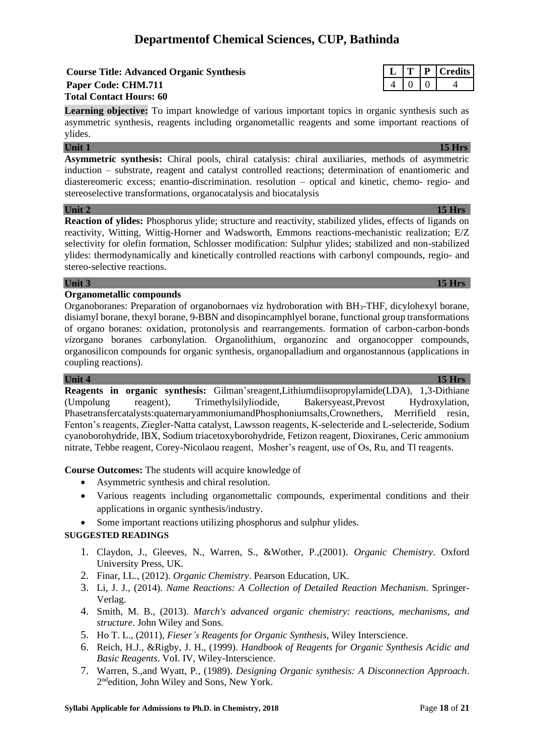# Departmentof Chemical Sciences, CUP, Bathinda

**Course Title: Advanced Organic Synthesis**
**Paper Code: CHM.711**
**Total Contact Hours: 60**

| L | T | P | Credits |
|---|---|---|---|
| 4 | 0 | 0 | 4 |

**Learning objective:** To impart knowledge of various important topics in organic synthesis such as asymmetric synthesis, reagents including organometallic reagents and some important reactions of ylides.

**Unit 1** **15 Hrs**

**Asymmetric synthesis:** Chiral pools, chiral catalysis: chiral auxiliaries, methods of asymmetric induction – substrate, reagent and catalyst controlled reactions; determination of enantiomeric and diastereomeric excess; enantio-discrimination. resolution – optical and kinetic, chemo- regio- and stereoselective transformations, organocatalysis and biocatalysis

**Unit 2** **15 Hrs**

**Reaction of ylides:** Phosphorus ylide; structure and reactivity, stabilized ylides, effects of ligands on reactivity, Witting, Wittig-Horner and Wadsworth, Emmons reactions-mechanistic realization; E/Z selectivity for olefin formation, Schlosser modification: Sulphur ylides; stabilized and non-stabilized ylides: thermodynamically and kinetically controlled reactions with carbonyl compounds, regio- and stereo-selective reactions.

**Unit 3** **15 Hrs**

**Organometallic compounds**

Organoboranes: Preparation of organobornaes viz hydroboration with $BH_3$-THF, dicylohexyl borane, disiamyl borane, thexyl borane, 9-BBN and disopincamphlyel borane, functional group transformations of organo boranes: oxidation, protonolysis and rearrangements. formation of carbon-carbon-bonds *viz*organo boranes carbonylation. Organolithium, organozinc and organocopper compounds, organosilicon compounds for organic synthesis, organopalladium and organostannous (applications in coupling reactions).

**Unit 4** **15 Hrs**

**Reagents in organic synthesis:** Gilman'sreagent,Lithiumdiisopropylamide(LDA), 1,3-Dithiane (Umpolung reagent), Trimethylsilyliodide, Bakersyeast,Prevost Hydroxylation, Phasetransfercatalysts:quaternaryammoniumandPhosphoniumsalts,Crownethers, Merrifield resin, Fenton's reagents, Ziegler-Natta catalyst, Lawsson reagents, K-selecteride and L-selecteride, Sodium cyanoborohydride, IBX, Sodium triacetoxyborohydride, Fetizon reagent, Dioxiranes, Ceric ammonium nitrate, Tebbe reagent, Corey-Nicolaou reagent, Mosher's reagent, use of Os, Ru, and Tl reagents.

**Course Outcomes:** The students will acquire knowledge of

- Asymmetric synthesis and chiral resolution.
- Various reagents including organomettalic compounds, experimental conditions and their applications in organic synthesis/industry.
- Some important reactions utilizing phosphorus and sulphur ylides.

**SUGGESTED READINGS**

1. Claydon, J., Gleeves, N., Warren, S., &Wother, P.,(2001). *Organic Chemistry*. Oxford University Press, UK.
2. Finar, I.L., (2012). *Organic Chemistry*. Pearson Education, UK.
3. Li, J. J., (2014). *Name Reactions: A Collection of Detailed Reaction Mechanism*. Springer-Verlag.
4. Smith, M. B., (2013). *March's advanced organic chemistry: reactions, mechanisms, and structure*. John Wiley and Sons.
5. Ho T. L., (2011), *Fieser's Reagents for Organic Synthesis*, Wiley Interscience.
6. Reich, H.J., &Rigby, J. H., (1999). *Handbook of Reagents for Organic Synthesis Acidic and Basic Reagents*. VoI. IV, Wiley-Interscience.
7. Warren, S.,and Wyatt, P., (1989). *Designing Organic synthesis: A Disconnection Approach*. 2nd edition, John Wiley and Sons, New York.

**Syllabi Applicable for Admissions to Ph.D. in Chemistry, 2018**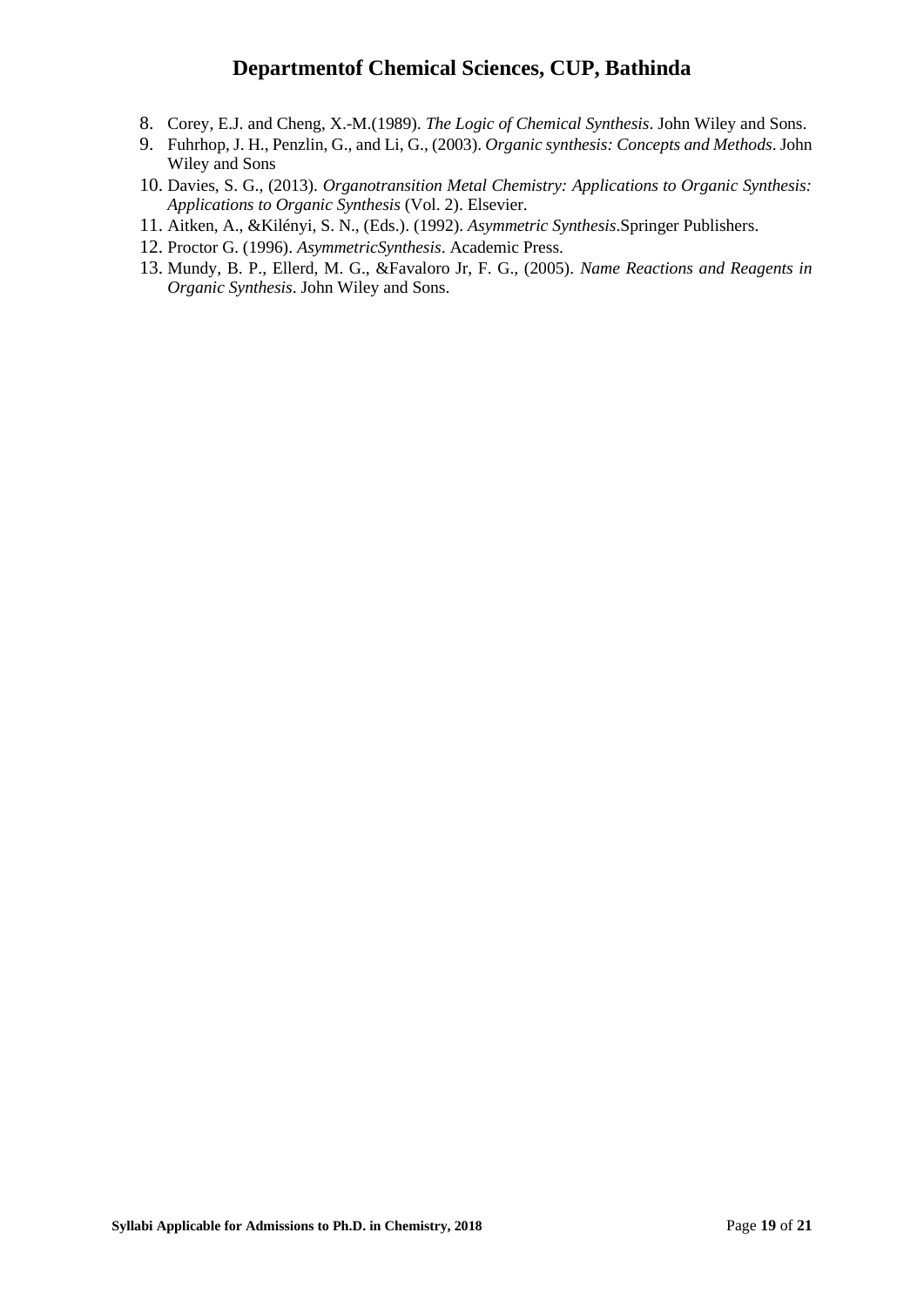8. Corey, E.J. and Cheng, X.-M.(1989). *The Logic of Chemical Synthesis*. John Wiley and Sons.
9. Fuhrhop, J. H., Penzlin, G., and Li, G., (2003). *Organic synthesis: Concepts and Methods*. John Wiley and Sons
10. Davies, S. G., (2013). *Organotransition Metal Chemistry: Applications to Organic Synthesis: Applications to Organic Synthesis* (Vol. 2). Elsevier.
11. Aitken, A., &Kilényi, S. N., (Eds.). (1992). *Asymmetric Synthesis*.Springer Publishers.
12. Proctor G. (1996). *AsymmetricSynthesis*. Academic Press.
13. Mundy, B. P., Ellerd, M. G., &Favaloro Jr, F. G., (2005). *Name Reactions and Reagents in Organic Synthesis*. John Wiley and Sons.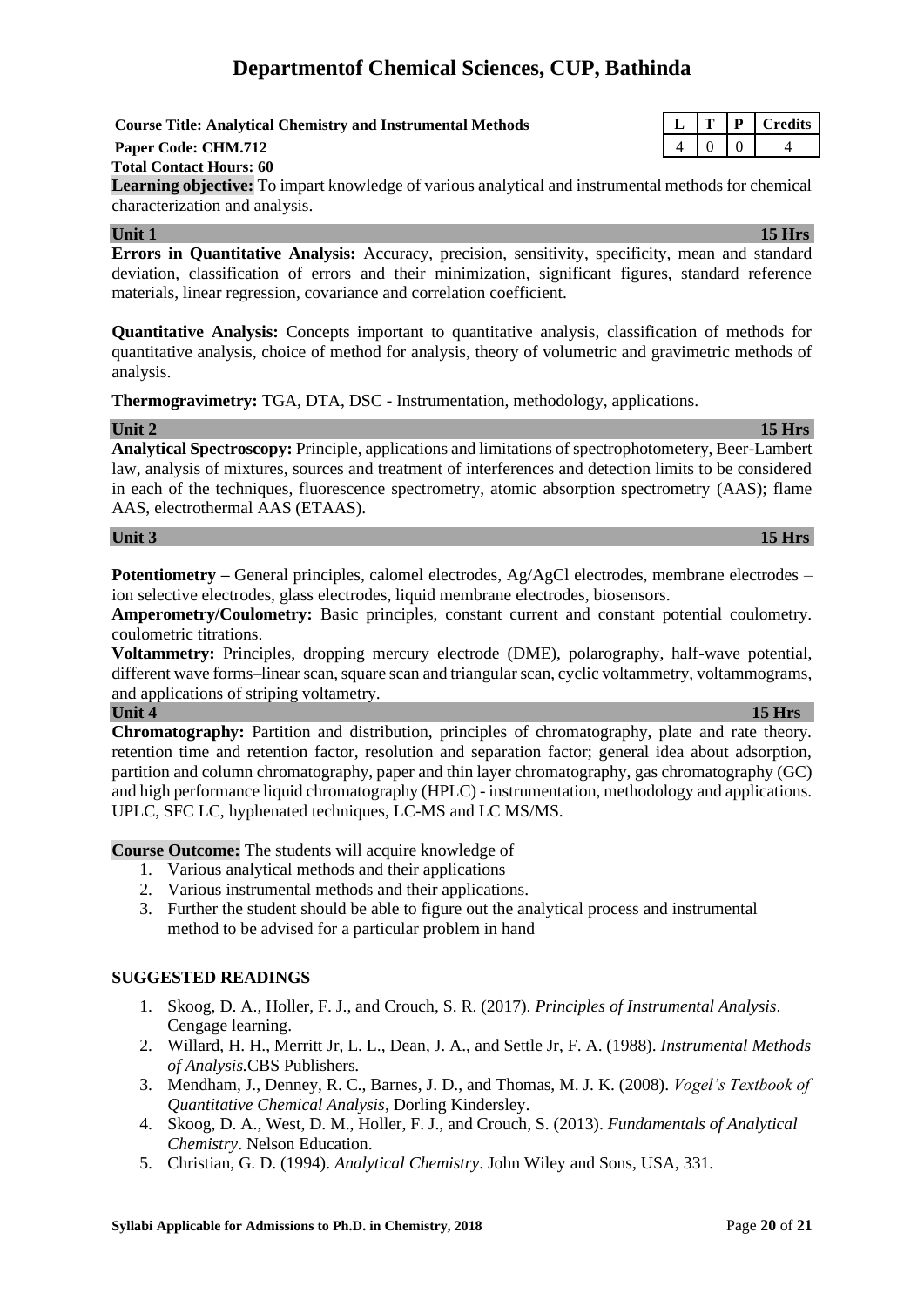# Departmentof Chemical Sciences, CUP, Bathinda

**Course Title: Analytical Chemistry and Instrumental Methods**
**Paper Code: CHM.712**
**Total Contact Hours: 60**

| L | T | P | Credits |
|---|---|---|---|
| 4 | 0 | 0 | 4 |

**Learning objective:** To impart knowledge of various analytical and instrumental methods for chemical characterization and analysis.

**Unit 1** **15 Hrs**

**Errors in Quantitative Analysis:** Accuracy, precision, sensitivity, specificity, mean and standard deviation, classification of errors and their minimization, significant figures, standard reference materials, linear regression, covariance and correlation coefficient.

**Quantitative Analysis:** Concepts important to quantitative analysis, classification of methods for quantitative analysis, choice of method for analysis, theory of volumetric and gravimetric methods of analysis.

**Thermogravimetry:** TGA, DTA, DSC - Instrumentation, methodology, applications.

**Unit 2** **15 Hrs**

**Analytical Spectroscopy:** Principle, applications and limitations of spectrophotometery, Beer-Lambert law, analysis of mixtures, sources and treatment of interferences and detection limits to be considered in each of the techniques, fluorescence spectrometry, atomic absorption spectrometry (AAS); flame AAS, electrothermal AAS (ETAAS).

**Unit 3** **15 Hrs**

**Potentiometry –** General principles, calomel electrodes, Ag/AgCl electrodes, membrane electrodes – ion selective electrodes, glass electrodes, liquid membrane electrodes, biosensors.

**Amperometry/Coulometry:** Basic principles, constant current and constant potential coulometry. coulometric titrations.

**Voltammetry:** Principles, dropping mercury electrode (DME), polarography, half-wave potential, different wave forms–linear scan, square scan and triangular scan, cyclic voltammetry, voltammograms, and applications of striping voltametry.

**Unit 4** **15 Hrs**

**Chromatography:** Partition and distribution, principles of chromatography, plate and rate theory. retention time and retention factor, resolution and separation factor; general idea about adsorption, partition and column chromatography, paper and thin layer chromatography, gas chromatography (GC) and high performance liquid chromatography (HPLC) - instrumentation, methodology and applications. UPLC, SFC LC, hyphenated techniques, LC-MS and LC MS/MS.

**Course Outcome:** The students will acquire knowledge of

1. Various analytical methods and their applications
2. Various instrumental methods and their applications.
3. Further the student should be able to figure out the analytical process and instrumental method to be advised for a particular problem in hand

**SUGGESTED READINGS**

1. Skoog, D. A., Holler, F. J., and Crouch, S. R. (2017). *Principles of Instrumental Analysis*. Cengage learning.
2. Willard, H. H., Merritt Jr, L. L., Dean, J. A., and Settle Jr, F. A. (1988). *Instrumental Methods of Analysis.*CBS Publishers.
3. Mendham, J., Denney, R. C., Barnes, J. D., and Thomas, M. J. K. (2008). *Vogel's Textbook of Quantitative Chemical Analysis*, Dorling Kindersley.
4. Skoog, D. A., West, D. M., Holler, F. J., and Crouch, S. (2013). *Fundamentals of Analytical Chemistry*. Nelson Education.
5. Christian, G. D. (1994). *Analytical Chemistry*. John Wiley and Sons, USA, 331.

**Syllabi Applicable for Admissions to Ph.D. in Chemistry, 2018**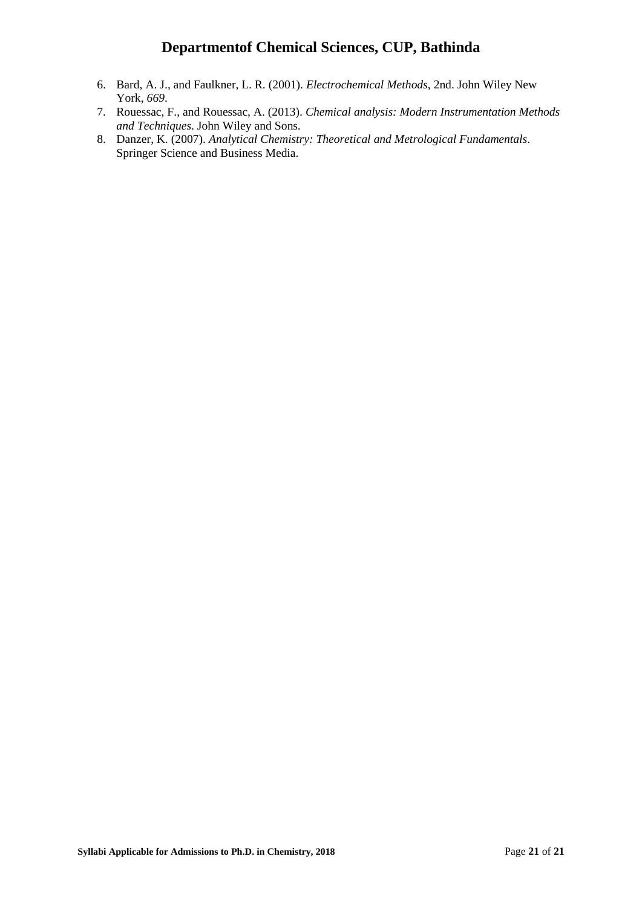6. Bard, A. J., and Faulkner, L. R. (2001). *Electrochemical Methods*, 2nd. John Wiley New York, *669*.
7. Rouessac, F., and Rouessac, A. (2013). *Chemical analysis: Modern Instrumentation Methods and Techniques*. John Wiley and Sons.
8. Danzer, K. (2007). *Analytical Chemistry: Theoretical and Metrological Fundamentals*. Springer Science and Business Media.